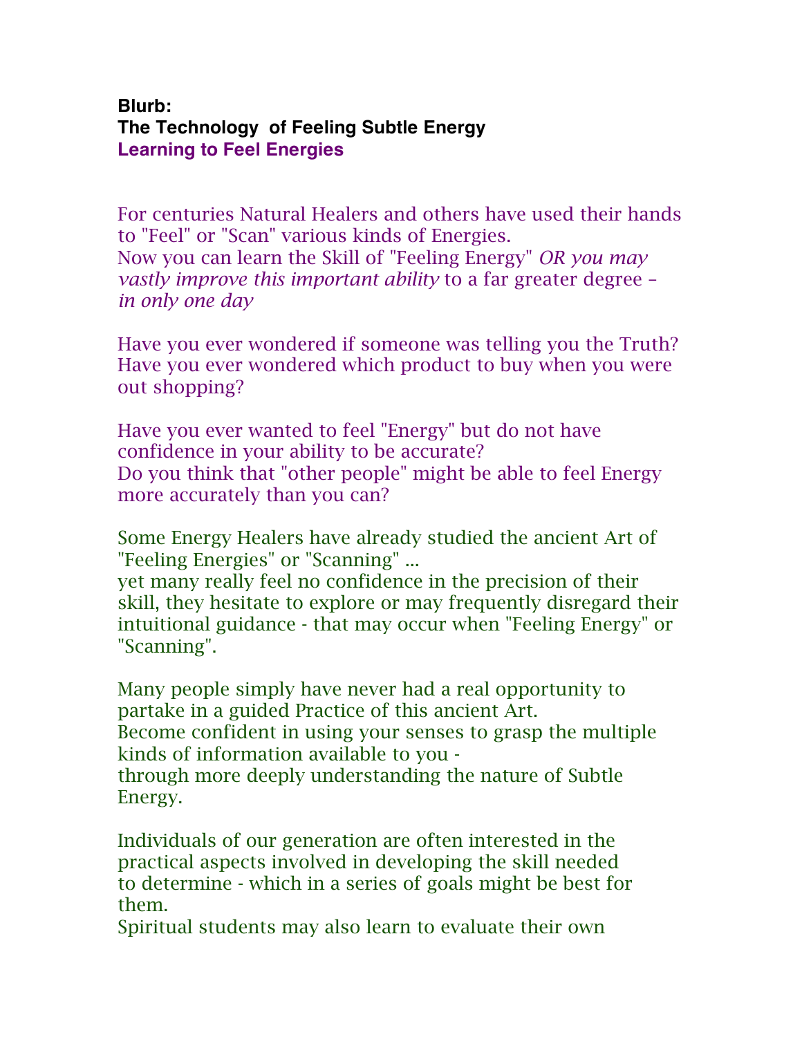**Blurb:**

**The Technology of Feeling Subtle Energy**

**Learning to Feel Energies**

For centuries Natural Healers and others have used their hands to "Feel" or "Scan" various kinds of Energies.
Now you can learn the Skill of "Feeling Energy" *OR you may vastly improve this important ability* to a far greater degree – *in only one day*

Have you ever wondered if someone was telling you the Truth?
Have you ever wondered which product to buy when you were out shopping?

Have you ever wanted to feel "Energy" but do not have confidence in your ability to be accurate?
Do you think that "other people" might be able to feel Energy more accurately than you can?

Some Energy Healers have already studied the ancient Art of "Feeling Energies" or "Scanning" ...
yet many really feel no confidence in the precision of their skill, they hesitate to explore or may frequently disregard their intuitional guidance - that may occur when "Feeling Energy" or "Scanning".

Many people simply have never had a real opportunity to partake in a guided Practice of this ancient Art.
Become confident in using your senses to grasp the multiple kinds of information available to you -
through more deeply understanding the nature of Subtle Energy.

Individuals of our generation are often interested in the practical aspects involved in developing the skill needed to determine - which in a series of goals might be best for them.
Spiritual students may also learn to evaluate their own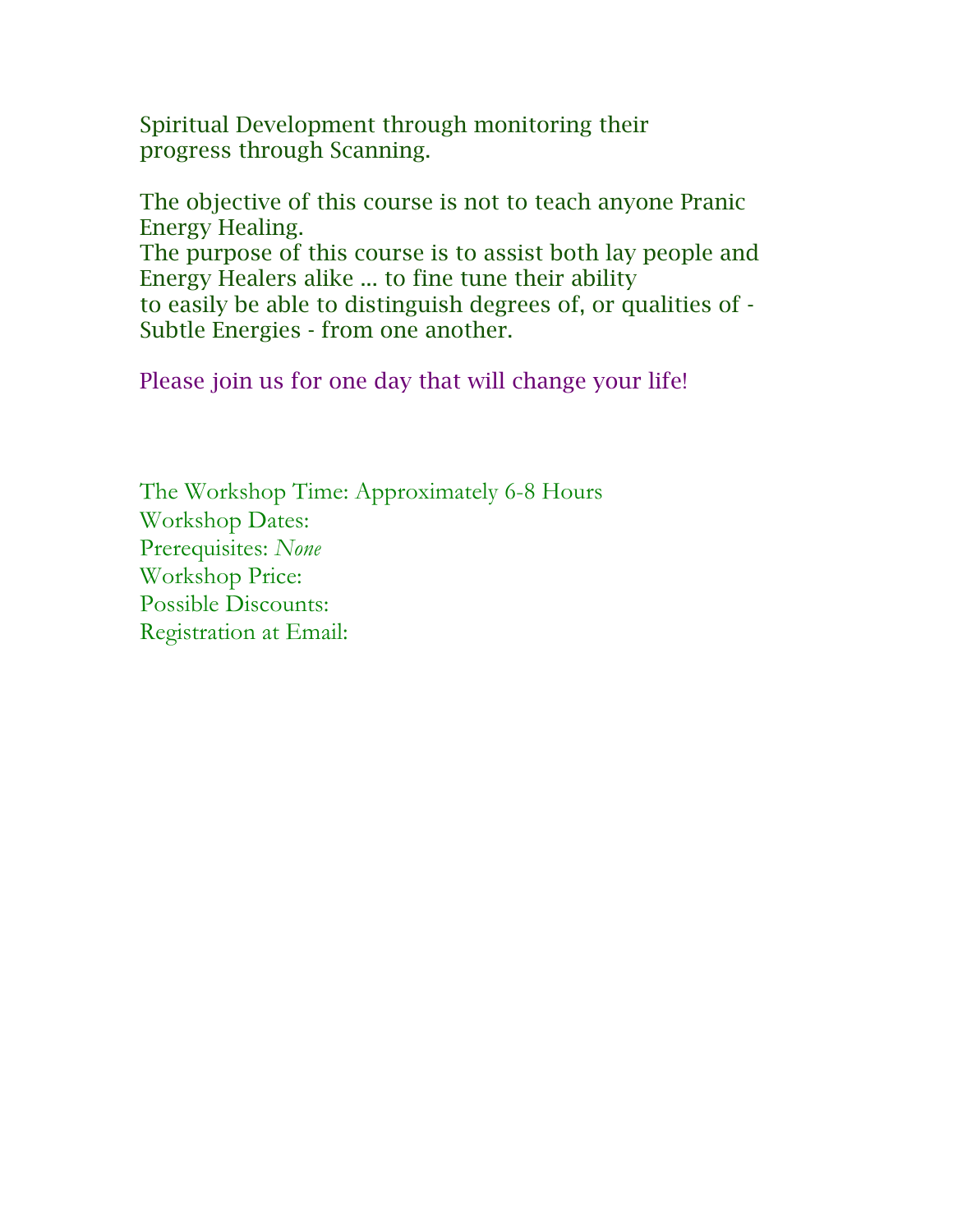Spiritual Development through monitoring their progress through Scanning.

The objective of this course is not to teach anyone Pranic Energy Healing.
The purpose of this course is to assist both lay people and Energy Healers alike ... to fine tune their ability to easily be able to distinguish degrees of, or qualities of - Subtle Energies - from one another.

Please join us for one day that will change your life!

The Workshop Time: Approximately 6-8 Hours
Workshop Dates:
Prerequisites: *None*
Workshop Price:
Possible Discounts:
Registration at Email: